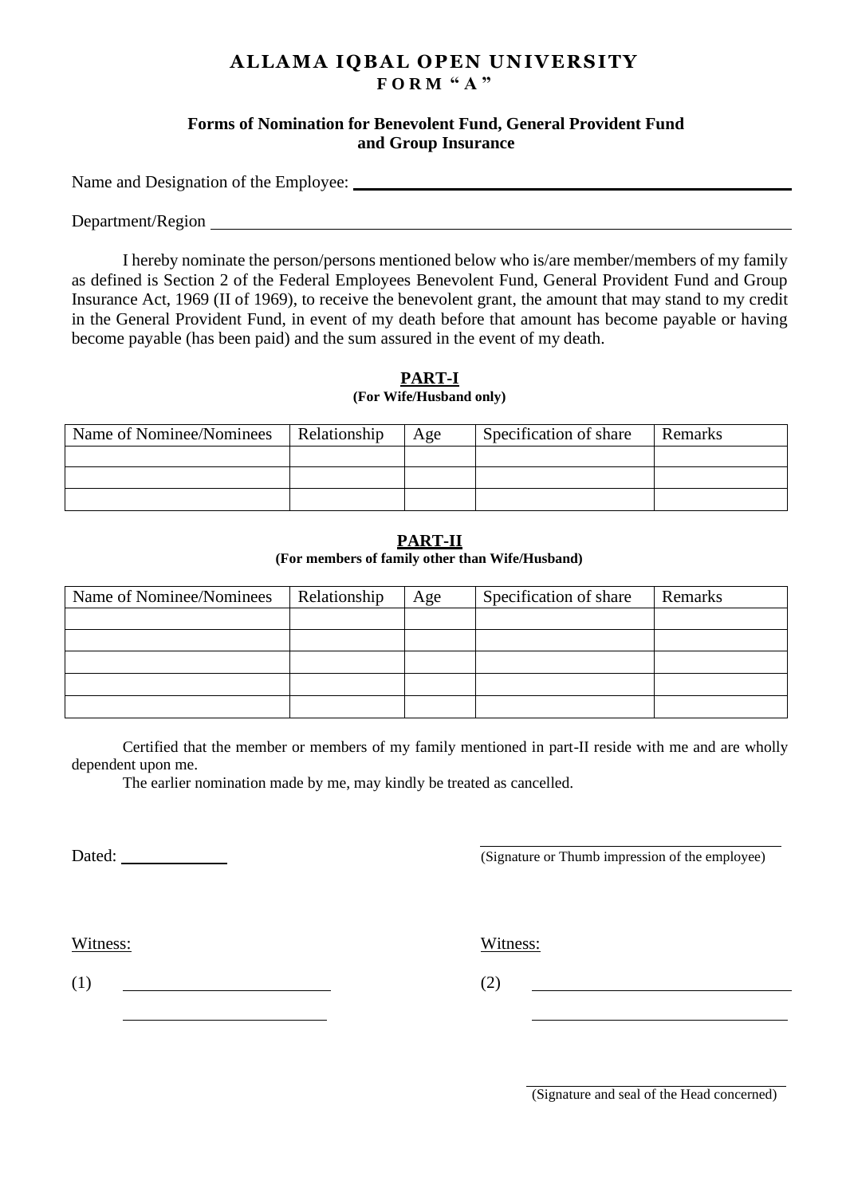# ALLAMA IQBAL OPEN UNIVERSITY

## FORM "A"

### Forms of Nomination for Benevolent Fund, General Provident Fund and Group Insurance

Name and Designation of the Employee: ______________________________

Department/Region ______________________________

I hereby nominate the person/persons mentioned below who is/are member/members of my family as defined is Section 2 of the Federal Employees Benevolent Fund, General Provident Fund and Group Insurance Act, 1969 (II of 1969), to receive the benevolent grant, the amount that may stand to my credit in the General Provident Fund, in event of my death before that amount has become payable or having become payable (has been paid) and the sum assured in the event of my death.

**PART-I**

**(For Wife/Husband only)**

| Name of Nominee/Nominees | Relationship | Age | Specification of share | Remarks |
|---|---|---|---|---|
| | | | | |
| | | | | |
| | | | | |

**PART-II**

**(For members of family other than Wife/Husband)**

| Name of Nominee/Nominees | Relationship | Age | Specification of share | Remarks |
|---|---|---|---|---|
| | | | | |
| | | | | |
| | | | | |
| | | | | |
| | | | | |

Certified that the member or members of my family mentioned in part-II reside with me and are wholly dependent upon me.

The earlier nomination made by me, may kindly be treated as cancelled.

Dated: ____________

______________________________
(Signature or Thumb impression of the employee)

Witness:

(1) ______________________________

______________________________

Witness:

(2) ______________________________

______________________________

______________________________
(Signature and seal of the Head concerned)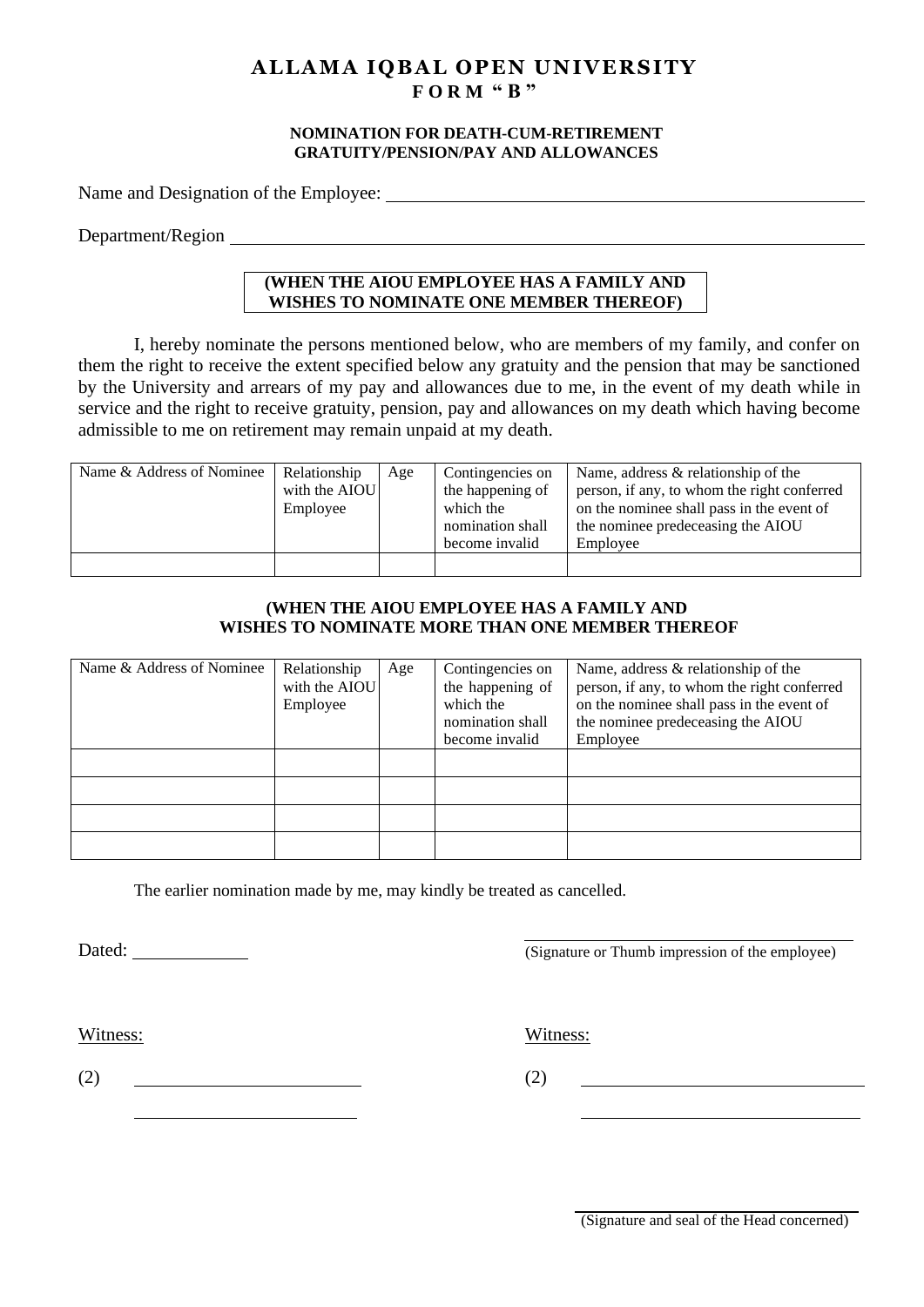# ALLAMA IQBAL OPEN UNIVERSITY

## FORM " B "

**NOMINATION FOR DEATH-CUM-RETIREMENT GRATUITY/PENSION/PAY AND ALLOWANCES**

Name and Designation of the Employee: ______________________________

Department/Region ______________________________

**(WHEN THE AIOU EMPLOYEE HAS A FAMILY AND WISHES TO NOMINATE ONE MEMBER THEREOF)**

I, hereby nominate the persons mentioned below, who are members of my family, and confer on them the right to receive the extent specified below any gratuity and the pension that may be sanctioned by the University and arrears of my pay and allowances due to me, in the event of my death while in service and the right to receive gratuity, pension, pay and allowances on my death which having become admissible to me on retirement may remain unpaid at my death.

| Name & Address of Nominee | Relationship with the AIOU Employee | Age | Contingencies on the happening of which the nomination shall become invalid | Name, address & relationship of the person, if any, to whom the right conferred on the nominee shall pass in the event of the nominee predeceasing the AIOU Employee |
|---|---|---|---|---|
| | | | | |

**(WHEN THE AIOU EMPLOYEE HAS A FAMILY AND WISHES TO NOMINATE MORE THAN ONE MEMBER THEREOF**

| Name & Address of Nominee | Relationship with the AIOU Employee | Age | Contingencies on the happening of which the nomination shall become invalid | Name, address & relationship of the person, if any, to whom the right conferred on the nominee shall pass in the event of the nominee predeceasing the AIOU Employee |
|---|---|---|---|---|
| | | | | |
| | | | | |
| | | | | |
| | | | | |

The earlier nomination made by me, may kindly be treated as cancelled.

Dated: ____________

______________________________
(Signature or Thumb impression of the employee)

Witness:

(2) ______________________________

______________________________

Witness:

(2) ______________________________

______________________________

______________________________
(Signature and seal of the Head concerned)